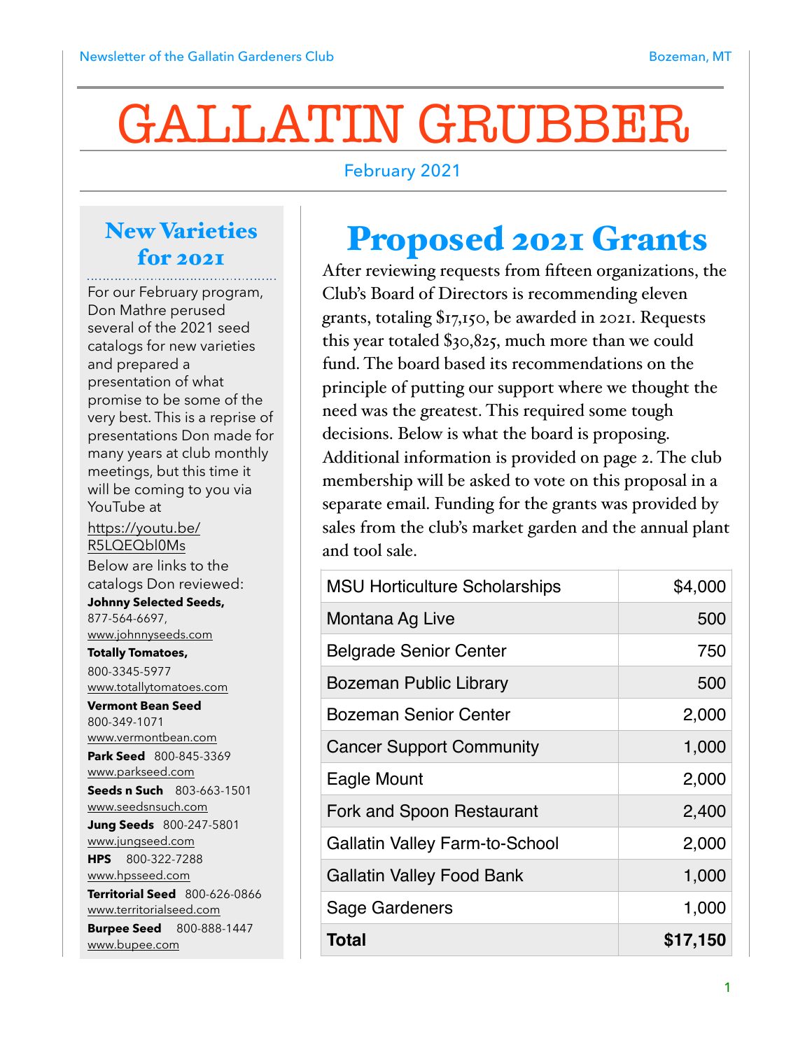Newsletter of the Gallatin Gardeners Club — Bozeman, MT

# GALLATIN GRUBBER

February 2021

## Proposed 2021 Grants

After reviewing requests from fifteen organizations, the Club's Board of Directors is recommending eleven grants, totaling $17,150, be awarded in 2021. Requests this year totaled $30,825, much more than we could fund. The board based its recommendations on the principle of putting our support where we thought the need was the greatest. This required some tough decisions. Below is what the board is proposing. Additional information is provided on page 2. The club membership will be asked to vote on this proposal in a separate email. Funding for the grants was provided by sales from the club's market garden and the annual plant and tool sale.

| | |
|---|---:|
| MSU Horticulture Scholarships | $4,000 |
| Montana Ag Live | 500 |
| Belgrade Senior Center | 750 |
| Bozeman Public Library | 500 |
| Bozeman Senior Center | 2,000 |
| Cancer Support Community | 1,000 |
| Eagle Mount | 2,000 |
| Fork and Spoon Restaurant | 2,400 |
| Gallatin Valley Farm-to-School | 2,000 |
| Gallatin Valley Food Bank | 1,000 |
| Sage Gardeners | 1,000 |
| **Total** | **$17,150** |

## New Varieties for 2021

For our February program, Don Mathre perused several of the 2021 seed catalogs for new varieties and prepared a presentation of what promise to be some of the very best. This is a reprise of presentations Don made for many years at club monthly meetings, but this time it will be coming to you via YouTube at

https://youtu.be/R5LQEQbl0Ms

Below are links to the catalogs Don reviewed:

**Johnny Selected Seeds,** 877-564-6697, www.johnnyseeds.com

**Totally Tomatoes,** 800-3345-5977 www.totallytomatoes.com

**Vermont Bean Seed** 800-349-1071 www.vermontbean.com

**Park Seed** 800-845-3369 www.parkseed.com

**Seeds n Such** 803-663-1501 www.seedsnsuch.com

**Jung Seeds** 800-247-5801 www.jungseed.com

**HPS** 800-322-7288 www.hpsseed.com

**Territorial Seed** 800-626-0866 www.territorialseed.com

**Burpee Seed** 800-888-1447 www.bupee.com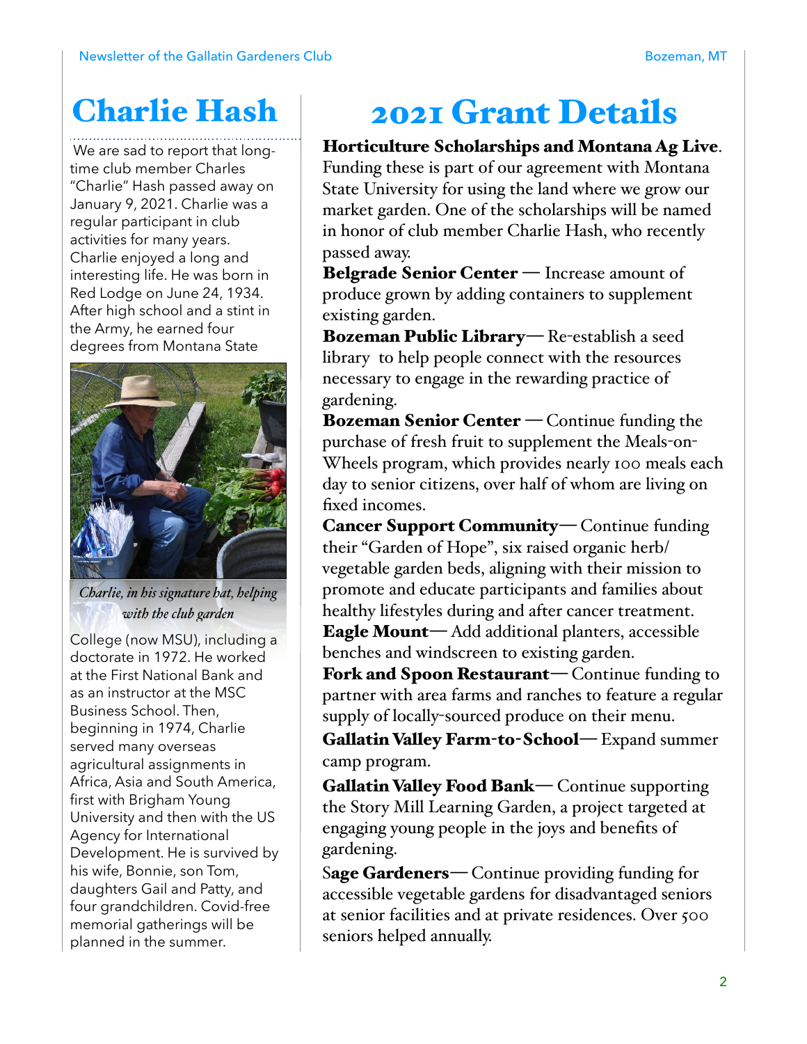# Charlie Hash

We are sad to report that long-time club member Charles "Charlie" Hash passed away on January 9, 2021. Charlie was a regular participant in club activities for many years. Charlie enjoyed a long and interesting life. He was born in Red Lodge on June 24, 1934. After high school and a stint in the Army, he earned four degrees from Montana State College (now MSU), including a doctorate in 1972. He worked at the First National Bank and as an instructor at the MSC Business School. Then, beginning in 1974, Charlie served many overseas agricultural assignments in Africa, Asia and South America, first with Brigham Young University and then with the US Agency for International Development. He is survived by his wife, Bonnie, son Tom, daughters Gail and Patty, and four grandchildren. Covid-free memorial gatherings will be planned in the summer.

*Charlie, in his signature hat, helping with the club garden*

# 2021 Grant Details

**Horticulture Scholarships and Montana Ag Live**. Funding these is part of our agreement with Montana State University for using the land where we grow our market garden. One of the scholarships will be named in honor of club member Charlie Hash, who recently passed away.

**Belgrade Senior Center** — Increase amount of produce grown by adding containers to supplement existing garden.

**Bozeman Public Library**— Re-establish a seed library to help people connect with the resources necessary to engage in the rewarding practice of gardening.

**Bozeman Senior Center** — Continue funding the purchase of fresh fruit to supplement the Meals-on-Wheels program, which provides nearly 100 meals each day to senior citizens, over half of whom are living on fixed incomes.

**Cancer Support Community**— Continue funding their "Garden of Hope", six raised organic herb/vegetable garden beds, aligning with their mission to promote and educate participants and families about healthy lifestyles during and after cancer treatment.

**Eagle Mount**— Add additional planters, accessible benches and windscreen to existing garden.

**Fork and Spoon Restaurant**— Continue funding to partner with area farms and ranches to feature a regular supply of locally-sourced produce on their menu.

**Gallatin Valley Farm-to-School**— Expand summer camp program.

**Gallatin Valley Food Bank**— Continue supporting the Story Mill Learning Garden, a project targeted at engaging young people in the joys and benefits of gardening.

**Sage Gardeners**— Continue providing funding for accessible vegetable gardens for disadvantaged seniors at senior facilities and at private residences. Over 500 seniors helped annually.